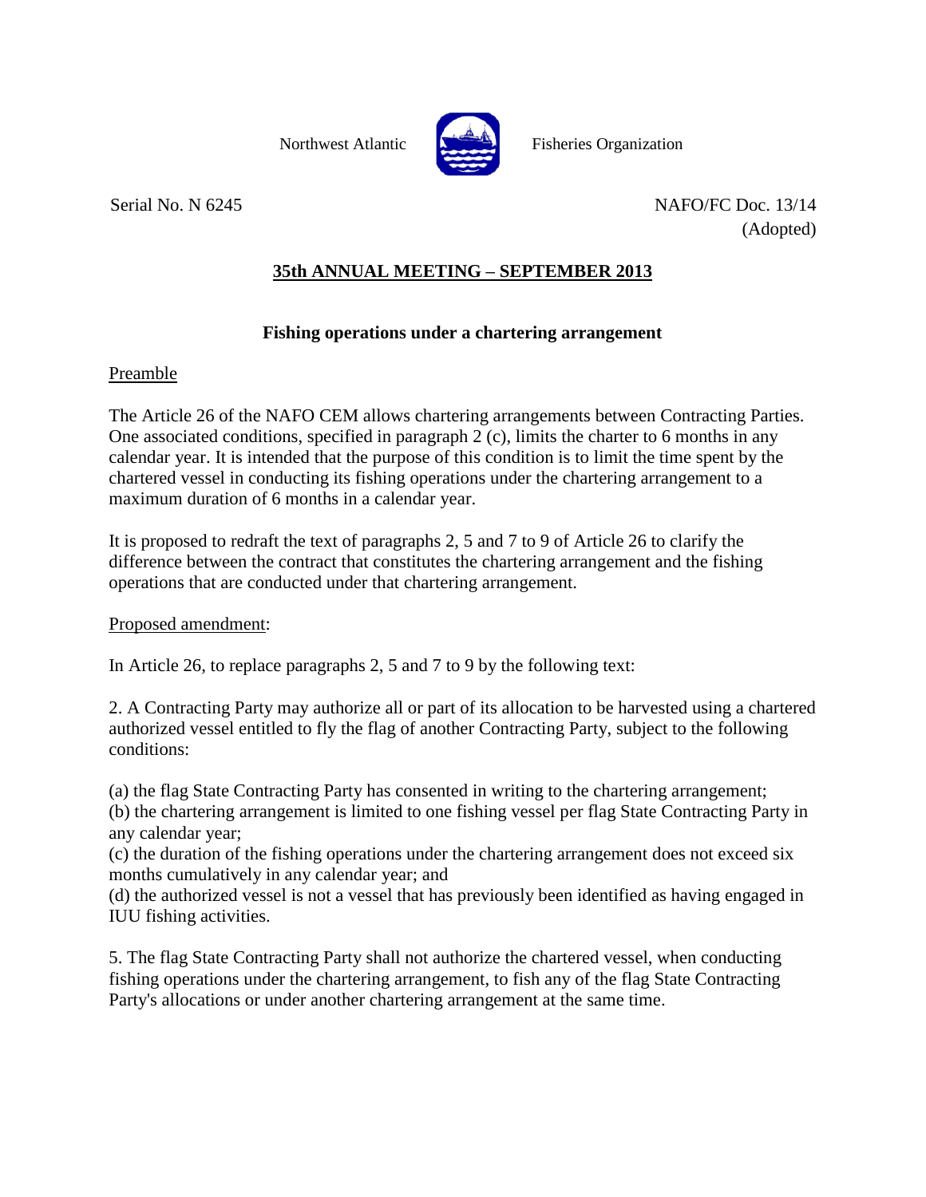Northwest Atlantic Fisheries Organization

Serial No. N 6245

NAFO/FC Doc. 13/14
(Adopted)

## 35th ANNUAL MEETING – SEPTEMBER 2013

### Fishing operations under a chartering arrangement

Preamble

The Article 26 of the NAFO CEM allows chartering arrangements between Contracting Parties. One associated conditions, specified in paragraph 2 (c), limits the charter to 6 months in any calendar year. It is intended that the purpose of this condition is to limit the time spent by the chartered vessel in conducting its fishing operations under the chartering arrangement to a maximum duration of 6 months in a calendar year.

It is proposed to redraft the text of paragraphs 2, 5 and 7 to 9 of Article 26 to clarify the difference between the contract that constitutes the chartering arrangement and the fishing operations that are conducted under that chartering arrangement.

Proposed amendment:

In Article 26, to replace paragraphs 2, 5 and 7 to 9 by the following text:

2. A Contracting Party may authorize all or part of its allocation to be harvested using a chartered authorized vessel entitled to fly the flag of another Contracting Party, subject to the following conditions:

(a) the flag State Contracting Party has consented in writing to the chartering arrangement;
(b) the chartering arrangement is limited to one fishing vessel per flag State Contracting Party in any calendar year;
(c) the duration of the fishing operations under the chartering arrangement does not exceed six months cumulatively in any calendar year; and
(d) the authorized vessel is not a vessel that has previously been identified as having engaged in IUU fishing activities.

5. The flag State Contracting Party shall not authorize the chartered vessel, when conducting fishing operations under the chartering arrangement, to fish any of the flag State Contracting Party's allocations or under another chartering arrangement at the same time.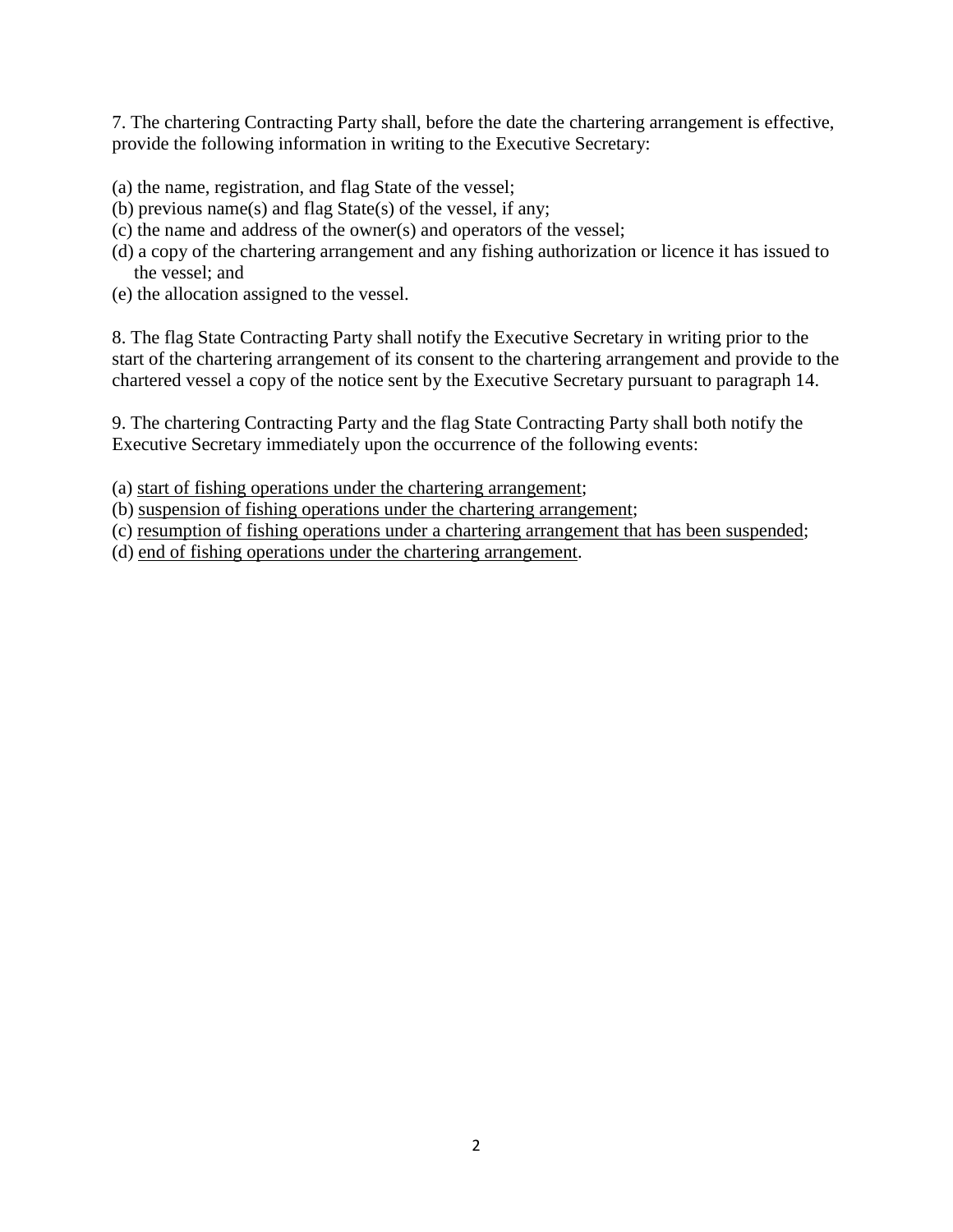7. The chartering Contracting Party shall, before the date the chartering arrangement is effective, provide the following information in writing to the Executive Secretary:

(a) the name, registration, and flag State of the vessel;
(b) previous name(s) and flag State(s) of the vessel, if any;
(c) the name and address of the owner(s) and operators of the vessel;
(d) a copy of the chartering arrangement and any fishing authorization or licence it has issued to the vessel; and
(e) the allocation assigned to the vessel.

8. The flag State Contracting Party shall notify the Executive Secretary in writing prior to the start of the chartering arrangement of its consent to the chartering arrangement and provide to the chartered vessel a copy of the notice sent by the Executive Secretary pursuant to paragraph 14.

9. The chartering Contracting Party and the flag State Contracting Party shall both notify the Executive Secretary immediately upon the occurrence of the following events:

(a) <u>start of fishing operations under the chartering arrangement</u>;
(b) <u>suspension of fishing operations under the chartering arrangement</u>;
(c) <u>resumption of fishing operations under a chartering arrangement that has been suspended</u>;
(d) <u>end of fishing operations under the chartering arrangement</u>.